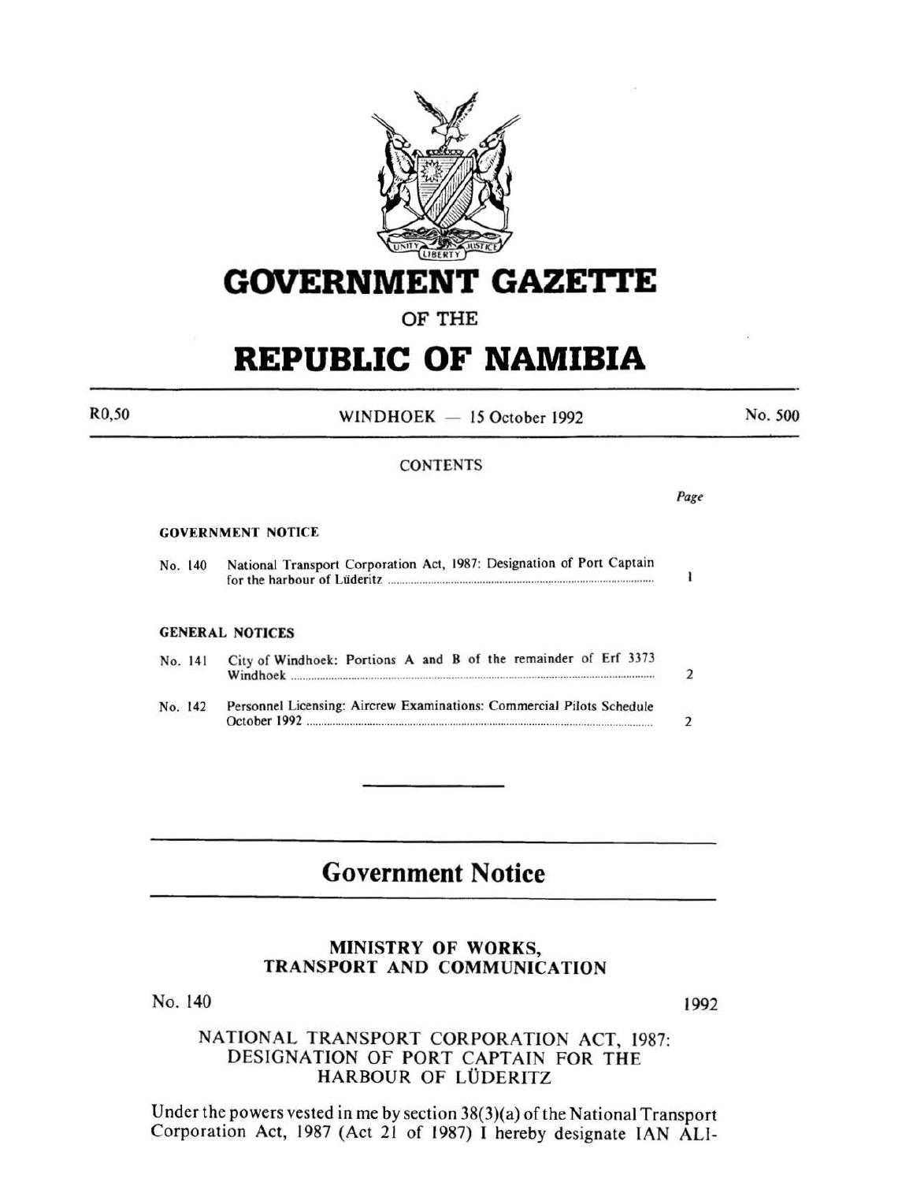# GOVERNMENT GAZETTE

OF THE

# REPUBLIC OF NAMIBIA

R0,50 WINDHOEK — 15 October 1992 No. 500

CONTENTS

| | | Page |
|---|---|---|
| **GOVERNMENT NOTICE** | | |
| No. 140 | National Transport Corporation Act, 1987: Designation of Port Captain for the harbour of Lüderitz | 1 |
| **GENERAL NOTICES** | | |
| No. 141 | City of Windhoek: Portions A and B of the remainder of Erf 3373 Windhoek | 2 |
| No. 142 | Personnel Licensing: Aircrew Examinations: Commercial Pilots Schedule October 1992 | 2 |

## Government Notice

### MINISTRY OF WORKS, TRANSPORT AND COMMUNICATION

No. 140 1992

NATIONAL TRANSPORT CORPORATION ACT, 1987: DESIGNATION OF PORT CAPTAIN FOR THE HARBOUR OF LÜDERITZ

Under the powers vested in me by section 38(3)(a) of the National Transport Corporation Act, 1987 (Act 21 of 1987) I hereby designate IAN ALI-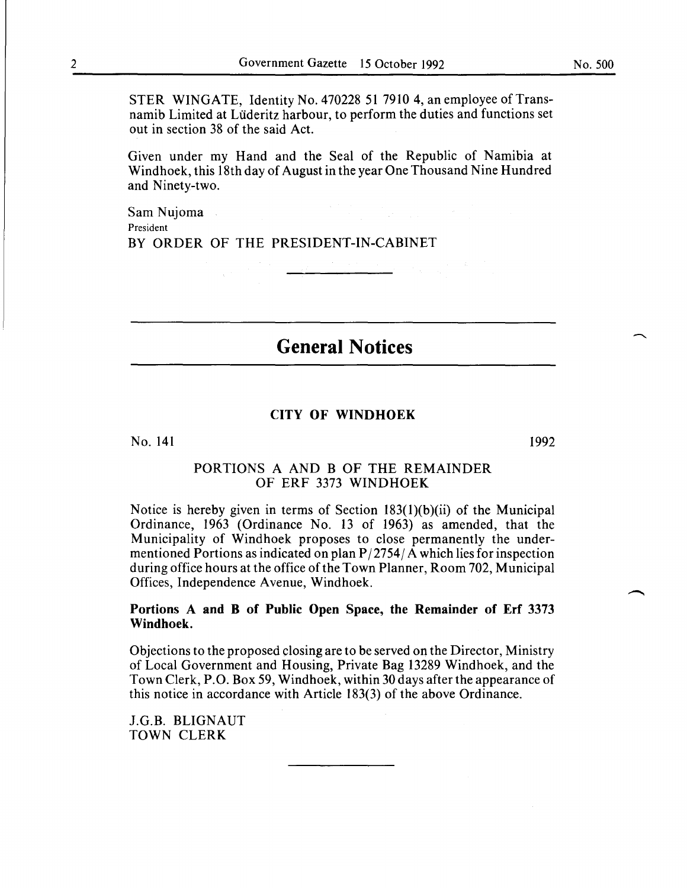STER WINGATE, Identity No. 470228 51 7910 4, an employee of Transnamib Limited at Lüderitz harbour, to perform the duties and functions set out in section 38 of the said Act.

Given under my Hand and the Seal of the Republic of Namibia at Windhoek, this 18th day of August in the year One Thousand Nine Hundred and Ninety-two.

Sam Nujoma
President
BY ORDER OF THE PRESIDENT-IN-CABINET

---

# General Notices

### CITY OF WINDHOEK

No. 141 1992

PORTIONS A AND B OF THE REMAINDER OF ERF 3373 WINDHOEK

Notice is hereby given in terms of Section 183(1)(b)(ii) of the Municipal Ordinance, 1963 (Ordinance No. 13 of 1963) as amended, that the Municipality of Windhoek proposes to close permanently the undermentioned Portions as indicated on plan P/2754/A which lies for inspection during office hours at the office of the Town Planner, Room 702, Municipal Offices, Independence Avenue, Windhoek.

**Portions A and B of Public Open Space, the Remainder of Erf 3373 Windhoek.**

Objections to the proposed closing are to be served on the Director, Ministry of Local Government and Housing, Private Bag 13289 Windhoek, and the Town Clerk, P.O. Box 59, Windhoek, within 30 days after the appearance of this notice in accordance with Article 183(3) of the above Ordinance.

J.G.B. BLIGNAUT
TOWN CLERK

---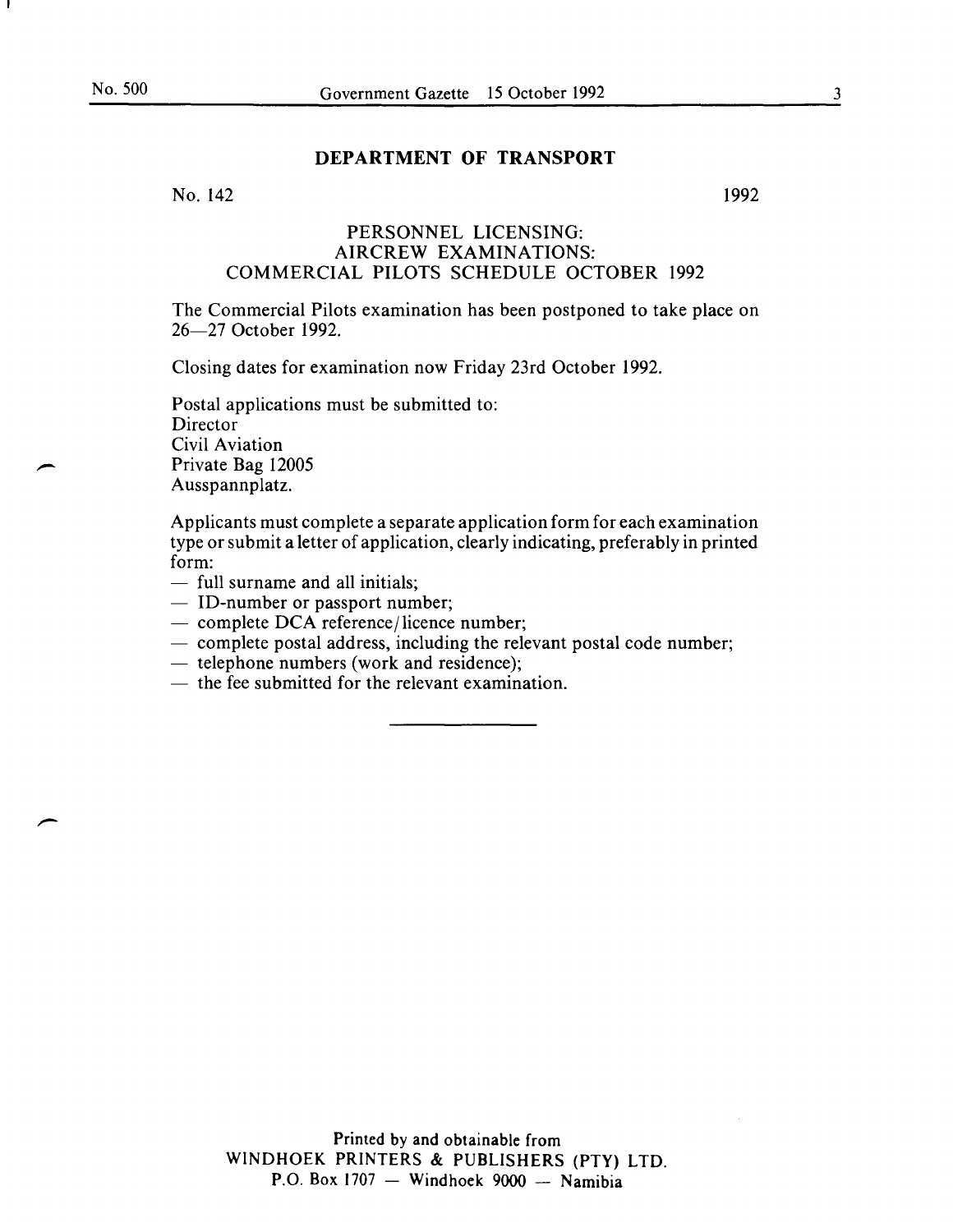## DEPARTMENT OF TRANSPORT

No. 142 1992

### PERSONNEL LICENSING: AIRCREW EXAMINATIONS: COMMERCIAL PILOTS SCHEDULE OCTOBER 1992

The Commercial Pilots examination has been postponed to take place on 26—27 October 1992.

Closing dates for examination now Friday 23rd October 1992.

Postal applications must be submitted to:
Director
Civil Aviation
Private Bag 12005
Ausspannplatz.

Applicants must complete a separate application form for each examination type or submit a letter of application, clearly indicating, preferably in printed form:

- full surname and all initials;
- ID-number or passport number;
- complete DCA reference/licence number;
- complete postal address, including the relevant postal code number;
- telephone numbers (work and residence);
- the fee submitted for the relevant examination.

---

Printed by and obtainable from
WINDHOEK PRINTERS & PUBLISHERS (PTY) LTD.
P.O. Box 1707 — Windhoek 9000 — Namibia